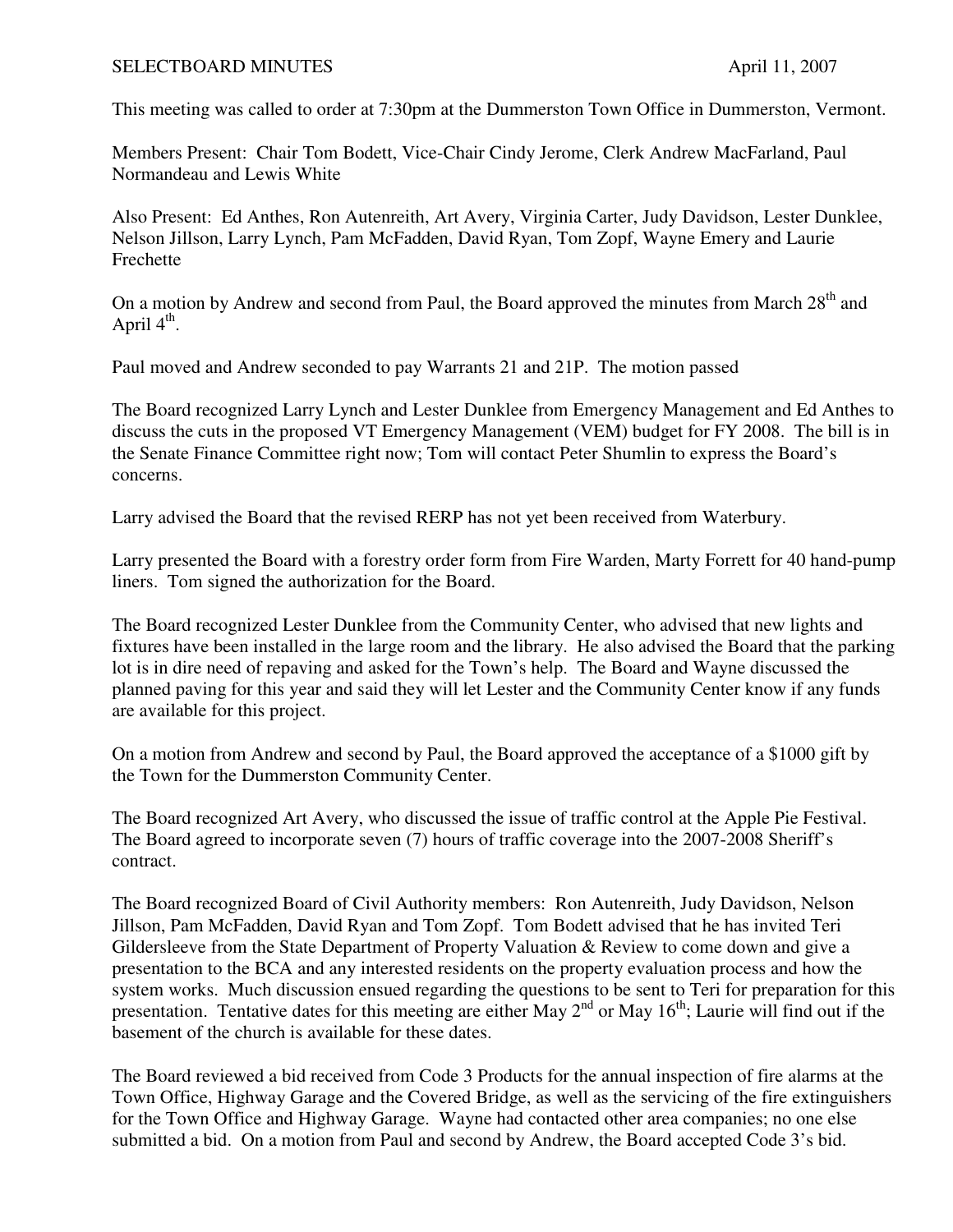SELECTBOARD MINUTES April 11, 2007

This meeting was called to order at 7:30pm at the Dummerston Town Office in Dummerston, Vermont.

Members Present: Chair Tom Bodett, Vice-Chair Cindy Jerome, Clerk Andrew MacFarland, Paul Normandeau and Lewis White

Also Present: Ed Anthes, Ron Autenreith, Art Avery, Virginia Carter, Judy Davidson, Lester Dunklee, Nelson Jillson, Larry Lynch, Pam McFadden, David Ryan, Tom Zopf, Wayne Emery and Laurie Frechette

On a motion by Andrew and second from Paul, the Board approved the minutes from March 28th and April 4th.

Paul moved and Andrew seconded to pay Warrants 21 and 21P. The motion passed

The Board recognized Larry Lynch and Lester Dunklee from Emergency Management and Ed Anthes to discuss the cuts in the proposed VT Emergency Management (VEM) budget for FY 2008. The bill is in the Senate Finance Committee right now; Tom will contact Peter Shumlin to express the Board's concerns.

Larry advised the Board that the revised RERP has not yet been received from Waterbury.

Larry presented the Board with a forestry order form from Fire Warden, Marty Forrett for 40 hand-pump liners. Tom signed the authorization for the Board.

The Board recognized Lester Dunklee from the Community Center, who advised that new lights and fixtures have been installed in the large room and the library. He also advised the Board that the parking lot is in dire need of repaving and asked for the Town's help. The Board and Wayne discussed the planned paving for this year and said they will let Lester and the Community Center know if any funds are available for this project.

On a motion from Andrew and second by Paul, the Board approved the acceptance of a $1000 gift by the Town for the Dummerston Community Center.

The Board recognized Art Avery, who discussed the issue of traffic control at the Apple Pie Festival. The Board agreed to incorporate seven (7) hours of traffic coverage into the 2007-2008 Sheriff's contract.

The Board recognized Board of Civil Authority members: Ron Autenreith, Judy Davidson, Nelson Jillson, Pam McFadden, David Ryan and Tom Zopf. Tom Bodett advised that he has invited Teri Gildersleeve from the State Department of Property Valuation & Review to come down and give a presentation to the BCA and any interested residents on the property evaluation process and how the system works. Much discussion ensued regarding the questions to be sent to Teri for preparation for this presentation. Tentative dates for this meeting are either May 2nd or May 16th; Laurie will find out if the basement of the church is available for these dates.

The Board reviewed a bid received from Code 3 Products for the annual inspection of fire alarms at the Town Office, Highway Garage and the Covered Bridge, as well as the servicing of the fire extinguishers for the Town Office and Highway Garage. Wayne had contacted other area companies; no one else submitted a bid. On a motion from Paul and second by Andrew, the Board accepted Code 3's bid.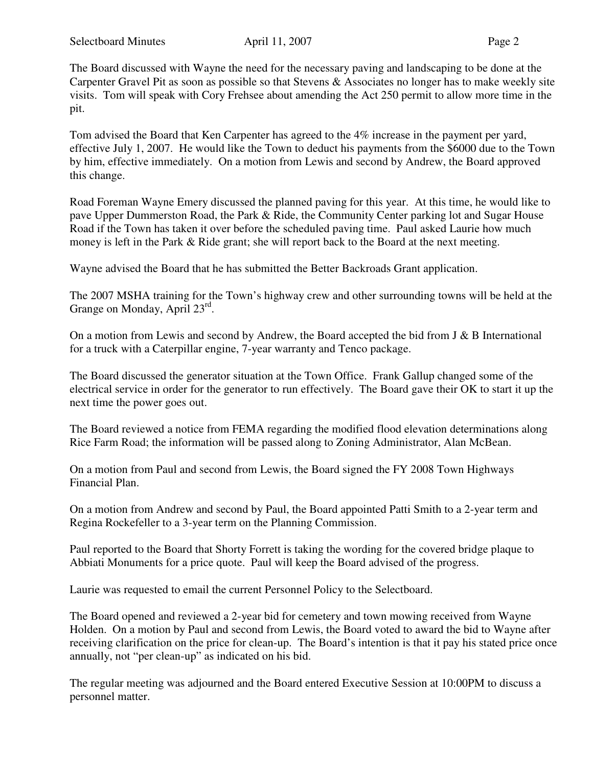The Board discussed with Wayne the need for the necessary paving and landscaping to be done at the Carpenter Gravel Pit as soon as possible so that Stevens & Associates no longer has to make weekly site visits. Tom will speak with Cory Frehsee about amending the Act 250 permit to allow more time in the pit.

Tom advised the Board that Ken Carpenter has agreed to the 4% increase in the payment per yard, effective July 1, 2007. He would like the Town to deduct his payments from the $6000 due to the Town by him, effective immediately. On a motion from Lewis and second by Andrew, the Board approved this change.

Road Foreman Wayne Emery discussed the planned paving for this year. At this time, he would like to pave Upper Dummerston Road, the Park & Ride, the Community Center parking lot and Sugar House Road if the Town has taken it over before the scheduled paving time. Paul asked Laurie how much money is left in the Park & Ride grant; she will report back to the Board at the next meeting.

Wayne advised the Board that he has submitted the Better Backroads Grant application.

The 2007 MSHA training for the Town's highway crew and other surrounding towns will be held at the Grange on Monday, April 23rd.

On a motion from Lewis and second by Andrew, the Board accepted the bid from J & B International for a truck with a Caterpillar engine, 7-year warranty and Tenco package.

The Board discussed the generator situation at the Town Office. Frank Gallup changed some of the electrical service in order for the generator to run effectively. The Board gave their OK to start it up the next time the power goes out.

The Board reviewed a notice from FEMA regarding the modified flood elevation determinations along Rice Farm Road; the information will be passed along to Zoning Administrator, Alan McBean.

On a motion from Paul and second from Lewis, the Board signed the FY 2008 Town Highways Financial Plan.

On a motion from Andrew and second by Paul, the Board appointed Patti Smith to a 2-year term and Regina Rockefeller to a 3-year term on the Planning Commission.

Paul reported to the Board that Shorty Forrett is taking the wording for the covered bridge plaque to Abbiati Monuments for a price quote. Paul will keep the Board advised of the progress.

Laurie was requested to email the current Personnel Policy to the Selectboard.

The Board opened and reviewed a 2-year bid for cemetery and town mowing received from Wayne Holden. On a motion by Paul and second from Lewis, the Board voted to award the bid to Wayne after receiving clarification on the price for clean-up. The Board's intention is that it pay his stated price once annually, not "per clean-up" as indicated on his bid.

The regular meeting was adjourned and the Board entered Executive Session at 10:00PM to discuss a personnel matter.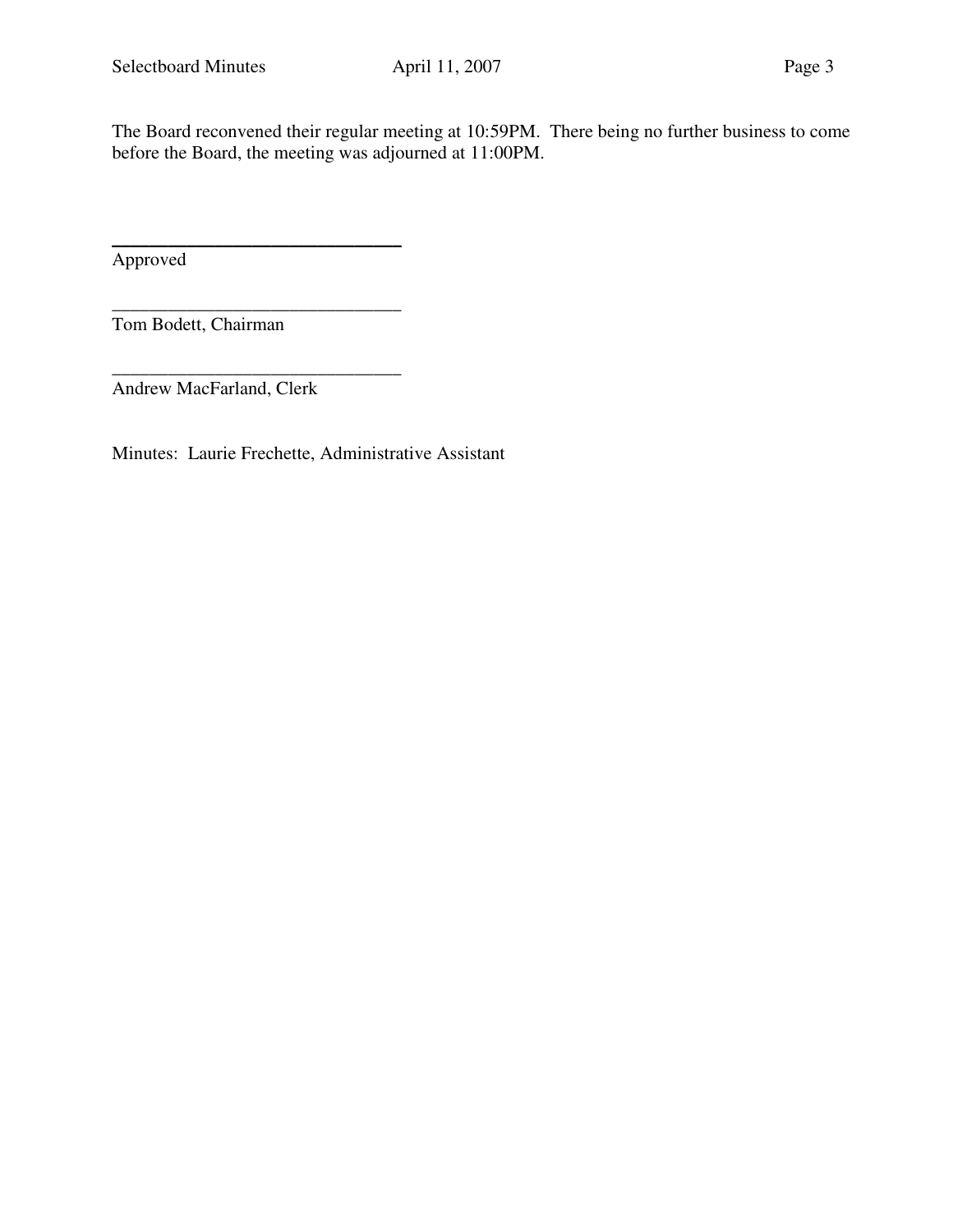The Board reconvened their regular meeting at 10:59PM. There being no further business to come before the Board, the meeting was adjourned at 11:00PM.

_______________________________
Approved

_______________________________
Tom Bodett, Chairman

_______________________________
Andrew MacFarland, Clerk

Minutes: Laurie Frechette, Administrative Assistant